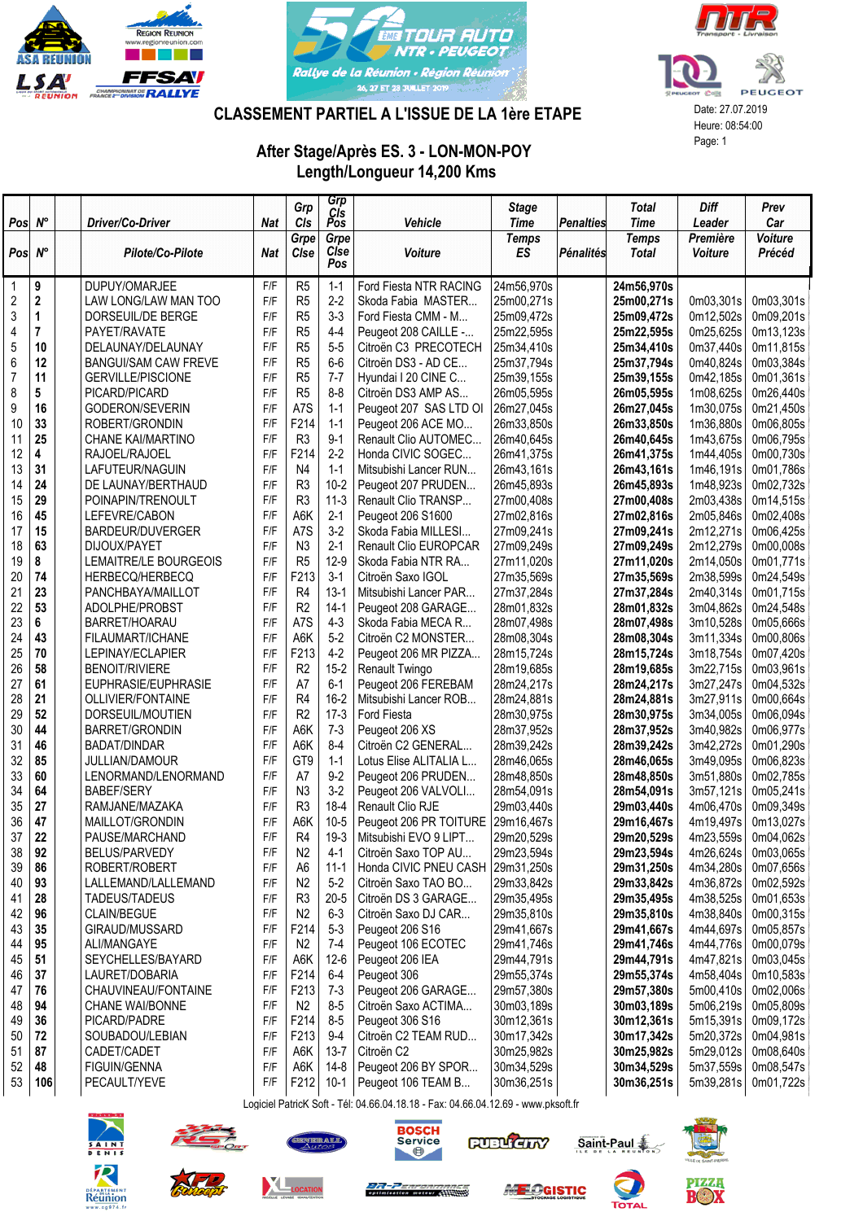# CLASSEMENT PARTIEL A L'ISSUE DE LA 1ère ETAPE

Date: 27.07.2019
Heure: 08:54:00
Page: 1

## After Stage/Après ES. 3 - LON-MON-POY
## Length/Longueur 14,200 Kms

| Pos / Pos | N° / N° | Driver/Co-Driver / Pilote/Co-Pilote | Nat / Nat | Grp Cls / Grpe Clse | Grp Cls Pos / Grpe Clse Pos | Vehicle / Voiture | Stage Time / Temps ES | Penalties / Pénalités | Total Time / Temps Total | Diff Leader / Première Voiture | Prev Car / Voiture Précéd |
|---|---|---|---|---|---|---|---|---|---|---|---|
| 1 | 9 | DUPUY/OMARJEE | F/F | R5 | 1-1 | Ford Fiesta NTR RACING | 24m56,970s | | 24m56,970s | | |
| 2 | 2 | LAW LONG/LAW MAN TOO | F/F | R5 | 2-2 | Skoda Fabia MASTER... | 25m00,271s | | 25m00,271s | 0m03,301s | 0m03,301s |
| 3 | 1 | DORSEUIL/DE BERGE | F/F | R5 | 3-3 | Ford Fiesta CMM - M... | 25m09,472s | | 25m09,472s | 0m12,502s | 0m09,201s |
| 4 | 7 | PAYET/RAVATE | F/F | R5 | 4-4 | Peugeot 208 CAILLE -... | 25m22,595s | | 25m22,595s | 0m25,625s | 0m13,123s |
| 5 | 10 | DELAUNAY/DELAUNAY | F/F | R5 | 5-5 | Citroën C3 PRECOTECH | 25m34,410s | | 25m34,410s | 0m37,440s | 0m11,815s |
| 6 | 12 | BANGUI/SAM CAW FREVE | F/F | R5 | 6-6 | Citroën DS3 - AD CE... | 25m37,794s | | 25m37,794s | 0m40,824s | 0m03,384s |
| 7 | 11 | GERVILLE/PISCIONE | F/F | R5 | 7-7 | Hyundai I 20 CINE C... | 25m39,155s | | 25m39,155s | 0m42,185s | 0m01,361s |
| 8 | 5 | PICARD/PICARD | F/F | R5 | 8-8 | Citroën DS3 AMP AS... | 26m05,595s | | 26m05,595s | 1m08,625s | 0m26,440s |
| 9 | 16 | GODERON/SEVERIN | F/F | A7S | 1-1 | Peugeot 207 SAS LTD OI | 26m27,045s | | 26m27,045s | 1m30,075s | 0m21,450s |
| 10 | 33 | ROBERT/GRONDIN | F/F | F214 | 1-1 | Peugeot 206 ACE MO... | 26m33,850s | | 26m33,850s | 1m36,880s | 0m06,805s |
| 11 | 25 | CHANE KAI/MARTINO | F/F | R3 | 9-1 | Renault Clio AUTOMEC... | 26m40,645s | | 26m40,645s | 1m43,675s | 0m06,795s |
| 12 | 4 | RAJOEL/RAJOEL | F/F | F214 | 2-2 | Honda CIVIC SOGEC... | 26m41,375s | | 26m41,375s | 1m44,405s | 0m00,730s |
| 13 | 31 | LAFUTEUR/NAGUIN | F/F | N4 | 1-1 | Mitsubishi Lancer RUN... | 26m43,161s | | 26m43,161s | 1m46,191s | 0m01,786s |
| 14 | 24 | DE LAUNAY/BERTHAUD | F/F | R3 | 10-2 | Peugeot 207 PRUDEN... | 26m45,893s | | 26m45,893s | 1m48,923s | 0m02,732s |
| 15 | 29 | POINAPIN/TRENOULT | F/F | R3 | 11-3 | Renault Clio TRANSP... | 27m00,408s | | 27m00,408s | 2m03,438s | 0m14,515s |
| 16 | 45 | LEFEVRE/CABON | F/F | A6K | 2-1 | Peugeot 206 S1600 | 27m02,816s | | 27m02,816s | 2m05,846s | 0m02,408s |
| 17 | 15 | BARDEUR/DUVERGER | F/F | A7S | 3-2 | Skoda Fabia MILLESI... | 27m09,241s | | 27m09,241s | 2m12,271s | 0m06,425s |
| 18 | 63 | DIJOUX/PAYET | F/F | N3 | 2-1 | Renault Clio EUROPCAR | 27m09,249s | | 27m09,249s | 2m12,279s | 0m00,008s |
| 19 | 8 | LEMAITRE/LE BOURGEOIS | F/F | R5 | 12-9 | Skoda Fabia NTR RA... | 27m11,020s | | 27m11,020s | 2m14,050s | 0m01,771s |
| 20 | 74 | HERBECQ/HERBECQ | F/F | F213 | 3-1 | Citroën Saxo IGOL | 27m35,569s | | 27m35,569s | 2m38,599s | 0m24,549s |
| 21 | 23 | PANCHBAYA/MAILLOT | F/F | R4 | 13-1 | Mitsubishi Lancer PAR... | 27m37,284s | | 27m37,284s | 2m40,314s | 0m01,715s |
| 22 | 53 | ADOLPHE/PROBST | F/F | R2 | 14-1 | Peugeot 208 GARAGE... | 28m01,832s | | 28m01,832s | 3m04,862s | 0m24,548s |
| 23 | 6 | BARRET/HOARAU | F/F | A7S | 4-3 | Skoda Fabia MECA R... | 28m07,498s | | 28m07,498s | 3m10,528s | 0m05,666s |
| 24 | 43 | FILAUMART/ICHANE | F/F | A6K | 5-2 | Citroën C2 MONSTER... | 28m08,304s | | 28m08,304s | 3m11,334s | 0m00,806s |
| 25 | 70 | LEPINAY/ECLAPIER | F/F | F213 | 4-2 | Peugeot 206 MR PIZZA... | 28m15,724s | | 28m15,724s | 3m18,754s | 0m07,420s |
| 26 | 58 | BENOIT/RIVIERE | F/F | R2 | 15-2 | Renault Twingo | 28m19,685s | | 28m19,685s | 3m22,715s | 0m03,961s |
| 27 | 61 | EUPHRASIE/EUPHRASIE | F/F | A7 | 6-1 | Peugeot 206 FEREBAM | 28m24,217s | | 28m24,217s | 3m27,247s | 0m04,532s |
| 28 | 21 | OLLIVIER/FONTAINE | F/F | R4 | 16-2 | Mitsubishi Lancer ROB... | 28m24,881s | | 28m24,881s | 3m27,911s | 0m00,664s |
| 29 | 52 | DORSEUIL/MOUTIEN | F/F | R2 | 17-3 | Ford Fiesta | 28m30,975s | | 28m30,975s | 3m34,005s | 0m06,094s |
| 30 | 44 | BARRET/GRONDIN | F/F | A6K | 7-3 | Peugeot 206 XS | 28m37,952s | | 28m37,952s | 3m40,982s | 0m06,977s |
| 31 | 46 | BADAT/DINDAR | F/F | A6K | 8-4 | Citroën C2 GENERAL... | 28m39,242s | | 28m39,242s | 3m42,272s | 0m01,290s |
| 32 | 85 | JULLIAN/DAMOUR | F/F | GT9 | 1-1 | Lotus Elise ALITALIA L... | 28m46,065s | | 28m46,065s | 3m49,095s | 0m06,823s |
| 33 | 60 | LENORMAND/LENORMAND | F/F | A7 | 9-2 | Peugeot 206 PRUDEN... | 28m48,850s | | 28m48,850s | 3m51,880s | 0m02,785s |
| 34 | 64 | BABEF/SERY | F/F | N3 | 3-2 | Peugeot 206 VALVOLI... | 28m54,091s | | 28m54,091s | 3m57,121s | 0m05,241s |
| 35 | 27 | RAMJANE/MAZAKA | F/F | R3 | 18-4 | Renault Clio RJE | 29m03,440s | | 29m03,440s | 4m06,470s | 0m09,349s |
| 36 | 47 | MAILLOT/GRONDIN | F/F | A6K | 10-5 | Peugeot 206 PR TOITURE | 29m16,467s | | 29m16,467s | 4m19,497s | 0m13,027s |
| 37 | 22 | PAUSE/MARCHAND | F/F | R4 | 19-3 | Mitsubishi EVO 9 LIPT... | 29m20,529s | | 29m20,529s | 4m23,559s | 0m04,062s |
| 38 | 92 | BELUS/PARVEDY | F/F | N2 | 4-1 | Citroën Saxo TOP AU... | 29m23,594s | | 29m23,594s | 4m26,624s | 0m03,065s |
| 39 | 86 | ROBERT/ROBERT | F/F | A6 | 11-1 | Honda CIVIC PNEU CASH | 29m31,250s | | 29m31,250s | 4m34,280s | 0m07,656s |
| 40 | 93 | LALLEMAND/LALLEMAND | F/F | N2 | 5-2 | Citroën Saxo TAO BO... | 29m33,842s | | 29m33,842s | 4m36,872s | 0m02,592s |
| 41 | 28 | TADEUS/TADEUS | F/F | R3 | 20-5 | Citroën DS 3 GARAGE... | 29m35,495s | | 29m35,495s | 4m38,525s | 0m01,653s |
| 42 | 96 | CLAIN/BEGUE | F/F | N2 | 6-3 | Citroën Saxo DJ CAR... | 29m35,810s | | 29m35,810s | 4m38,840s | 0m00,315s |
| 43 | 35 | GIRAUD/MUSSARD | F/F | F214 | 5-3 | Peugeot 206 S16 | 29m41,667s | | 29m41,667s | 4m44,697s | 0m05,857s |
| 44 | 95 | ALI/MANGAYE | F/F | N2 | 7-4 | Peugeot 106 ECOTEC | 29m41,746s | | 29m41,746s | 4m44,776s | 0m00,079s |
| 45 | 51 | SEYCHELLES/BAYARD | F/F | A6K | 12-6 | Peugeot 206 IEA | 29m44,791s | | 29m44,791s | 4m47,821s | 0m03,045s |
| 46 | 37 | LAURET/DOBARIA | F/F | F214 | 6-4 | Peugeot 306 | 29m55,374s | | 29m55,374s | 4m58,404s | 0m10,583s |
| 47 | 76 | CHAUVINEAU/FONTAINE | F/F | F213 | 7-3 | Peugeot 206 GARAGE... | 29m57,380s | | 29m57,380s | 5m00,410s | 0m02,006s |
| 48 | 94 | CHANE WAI/BONNE | F/F | N2 | 8-5 | Citroën Saxo CTIMA... | 30m03,189s | | 30m03,189s | 5m06,219s | 0m05,809s |
| 49 | 36 | PICARD/PADRE | F/F | F214 | 8-5 | Peugeot 306 S16 | 30m12,361s | | 30m12,361s | 5m15,391s | 0m09,172s |
| 50 | 72 | SOUBADOU/LEBIAN | F/F | F213 | 9-4 | Citroën C2 TEAM RUD... | 30m17,342s | | 30m17,342s | 5m20,372s | 0m04,981s |
| 51 | 87 | CADET/CADET | F/F | A6K | 13-7 | Citroën C2 | 30m25,982s | | 30m25,982s | 5m29,012s | 0m08,640s |
| 52 | 48 | FIGUIN/GENNA | F/F | A6K | 14-8 | Peugeot 206 BY SPOR... | 30m34,529s | | 30m34,529s | 5m37,559s | 0m08,547s |
| 53 | 106 | PECAULT/YEVE | F/F | F212 | 10-1 | Peugeot 106 TEAM B... | 30m36,251s | | 30m36,251s | 5m39,281s | 0m01,722s |

Logiciel PatricK Soft - Tél: 04.66.04.18.18 - Fax: 04.66.04.12.69 - www.pksoft.fr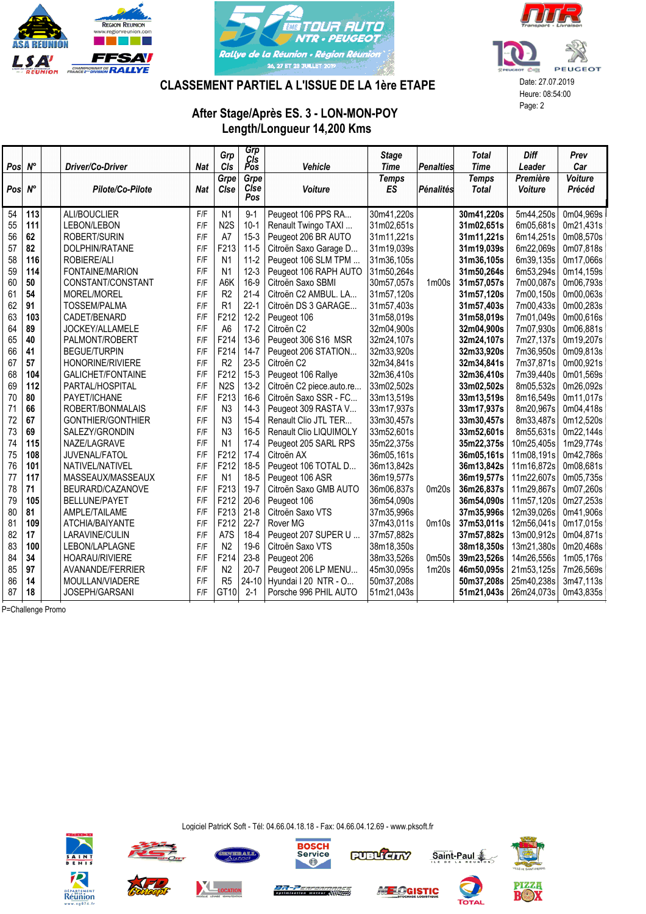# CLASSEMENT PARTIEL A L'ISSUE DE LA 1ère ETAPE

Date: 27.07.2019
Heure: 08:54:00

## After Stage/Après ES. 3 - LON-MON-POY
## Length/Longueur 14,200 Kms

| Pos | N° | | Driver/Co-Driver | Nat | Grp Cls | Grp Cls Pos | Vehicle | Stage Time | Penalties | Total Time | Diff Leader | Prev Car |
|---|---|---|---|---|---|---|---|---|---|---|---|---|
| Pos | N° | | Pilote/Co-Pilote | Nat | Grpe Clse | Grpe Clse Pos | Voiture | Temps ES | Pénalités | Temps Total | Première Voiture | Voiture Précéd |
| 54 | 113 | | ALI/BOUCLIER | F/F | N1 | 9-1 | Peugeot 106 PPS RA... | 30m41,220s | | 30m41,220s | 5m44,250s | 0m04,969s |
| 55 | 111 | | LEBON/LEBON | F/F | N2S | 10-1 | Renault Twingo TAXI ... | 31m02,651s | | 31m02,651s | 6m05,681s | 0m21,431s |
| 56 | 62 | | ROBERT/SURIN | F/F | A7 | 15-3 | Peugeot 206 BR AUTO | 31m11,221s | | 31m11,221s | 6m14,251s | 0m08,570s |
| 57 | 82 | | DOLPHIN/RATANE | F/F | F213 | 11-5 | Citroën Saxo Garage D... | 31m19,039s | | 31m19,039s | 6m22,069s | 0m07,818s |
| 58 | 116 | | ROBIERE/ALI | F/F | N1 | 11-2 | Peugeot 106 SLM TPM ... | 31m36,105s | | 31m36,105s | 6m39,135s | 0m17,066s |
| 59 | 114 | | FONTAINE/MARION | F/F | N1 | 12-3 | Peugeot 106 RAPH AUTO | 31m50,264s | | 31m50,264s | 6m53,294s | 0m14,159s |
| 60 | 50 | | CONSTANT/CONSTANT | F/F | A6K | 16-9 | Citroën Saxo SBMI | 30m57,057s | 1m00s | 31m57,057s | 7m00,087s | 0m06,793s |
| 61 | 54 | | MOREL/MOREL | F/F | R2 | 21-4 | Citroën C2 AMBUL. LA... | 31m57,120s | | 31m57,120s | 7m00,150s | 0m00,063s |
| 62 | 91 | | TOSSEM/PALMA | F/F | R1 | 22-1 | Citroën DS 3 GARAGE... | 31m57,403s | | 31m57,403s | 7m00,433s | 0m00,283s |
| 63 | 103 | | CADET/BENARD | F/F | F212 | 12-2 | Peugeot 106 | 31m58,019s | | 31m58,019s | 7m01,049s | 0m00,616s |
| 64 | 89 | | JOCKEY/ALLAMELE | F/F | A6 | 17-2 | Citroën C2 | 32m04,900s | | 32m04,900s | 7m07,930s | 0m06,881s |
| 65 | 40 | | PALMONT/ROBERT | F/F | F214 | 13-6 | Peugeot 306 S16 MSR | 32m24,107s | | 32m24,107s | 7m27,137s | 0m19,207s |
| 66 | 41 | | BEGUE/TURPIN | F/F | F214 | 14-7 | Peugeot 206 STATION... | 32m33,920s | | 32m33,920s | 7m36,950s | 0m09,813s |
| 67 | 57 | | HONORINE/RIVIERE | F/F | R2 | 23-5 | Citroën C2 | 32m34,841s | | 32m34,841s | 7m37,871s | 0m00,921s |
| 68 | 104 | | GALICHET/FONTAINE | F/F | F212 | 15-3 | Peugeot 106 Rallye | 32m36,410s | | 32m36,410s | 7m39,440s | 0m01,569s |
| 69 | 112 | | PARTAL/HOSPITAL | F/F | N2S | 13-2 | Citroën C2 piece.auto.re... | 33m02,502s | | 33m02,502s | 8m05,532s | 0m26,092s |
| 70 | 80 | | PAYET/ICHANE | F/F | F213 | 16-6 | Citroën Saxo SSR - FC... | 33m13,519s | | 33m13,519s | 8m16,549s | 0m11,017s |
| 71 | 66 | | ROBERT/BONMALAIS | F/F | N3 | 14-3 | Peugeot 309 RASTA V... | 33m17,937s | | 33m17,937s | 8m20,967s | 0m04,418s |
| 72 | 67 | | GONTHIER/GONTHIER | F/F | N3 | 15-4 | Renault Clio JTL TER... | 33m30,457s | | 33m30,457s | 8m33,487s | 0m12,520s |
| 73 | 69 | | SALEZY/GRONDIN | F/F | N3 | 16-5 | Renault Clio LIQUIMOLY | 33m52,601s | | 33m52,601s | 8m55,631s | 0m22,144s |
| 74 | 115 | | NAZE/LAGRAVE | F/F | N1 | 17-4 | Peugeot 205 SARL RPS | 35m22,375s | | 35m22,375s | 10m25,405s | 1m29,774s |
| 75 | 108 | | JUVENAL/FATOL | F/F | F212 | 17-4 | Citroën AX | 36m05,161s | | 36m05,161s | 11m08,191s | 0m42,786s |
| 76 | 101 | | NATIVEL/NATIVEL | F/F | F212 | 18-5 | Peugeot 106 TOTAL D... | 36m13,842s | | 36m13,842s | 11m16,872s | 0m08,681s |
| 77 | 117 | | MASSEAUX/MASSEAUX | F/F | N1 | 18-5 | Peugeot 106 ASR | 36m19,577s | | 36m19,577s | 11m22,607s | 0m05,735s |
| 78 | 71 | | BEURARD/CAZANOVE | F/F | F213 | 19-7 | Citroën Saxo GMB AUTO | 36m06,837s | 0m20s | 36m26,837s | 11m29,867s | 0m07,260s |
| 79 | 105 | | BELLUNE/PAYET | F/F | F212 | 20-6 | Peugeot 106 | 36m54,090s | | 36m54,090s | 11m57,120s | 0m27,253s |
| 80 | 81 | | AMPLE/TAILAME | F/F | F213 | 21-8 | Citroën Saxo VTS | 37m35,996s | | 37m35,996s | 12m39,026s | 0m41,906s |
| 81 | 109 | | ATCHIA/BAIYANTE | F/F | F212 | 22-7 | Rover MG | 37m43,011s | 0m10s | 37m53,011s | 12m56,041s | 0m17,015s |
| 82 | 17 | | LARAVINE/CULIN | F/F | A7S | 18-4 | Peugeot 207 SUPER U ... | 37m57,882s | | 37m57,882s | 13m00,912s | 0m04,871s |
| 83 | 100 | | LEBON/LAPLAGNE | F/F | N2 | 19-6 | Citroën Saxo VTS | 38m18,350s | | 38m18,350s | 13m21,380s | 0m20,468s |
| 84 | 34 | | HOARAU/RIVIERE | F/F | F214 | 23-8 | Peugeot 206 | 38m33,526s | 0m50s | 39m23,526s | 14m26,556s | 1m05,176s |
| 85 | 97 | | AVANANDE/FERRIER | F/F | N2 | 20-7 | Peugeot 206 LP MENU... | 45m30,095s | 1m20s | 46m50,095s | 21m53,125s | 7m26,569s |
| 86 | 14 | | MOULLAN/VIADERE | F/F | R5 | 24-10 | Hyundai I 20 NTR - O... | 50m37,208s | | 50m37,208s | 25m40,238s | 3m47,113s |
| 87 | 18 | | JOSEPH/GARSANI | F/F | GT10 | 2-1 | Porsche 996 PHIL AUTO | 51m21,043s | | 51m21,043s | 26m24,073s | 0m43,835s |

P=Challenge Promo

Logiciel PatricK Soft - Tél: 04.66.04.18.18 - Fax: 04.66.04.12.69 - www.pksoft.fr